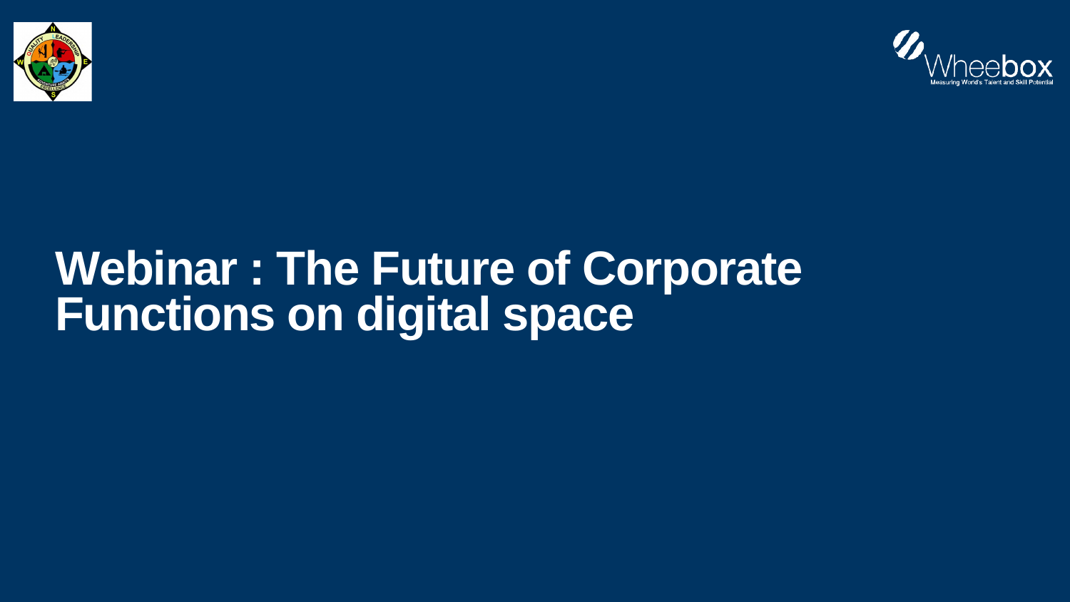# Webinar : The Future of Corporate Functions on digital space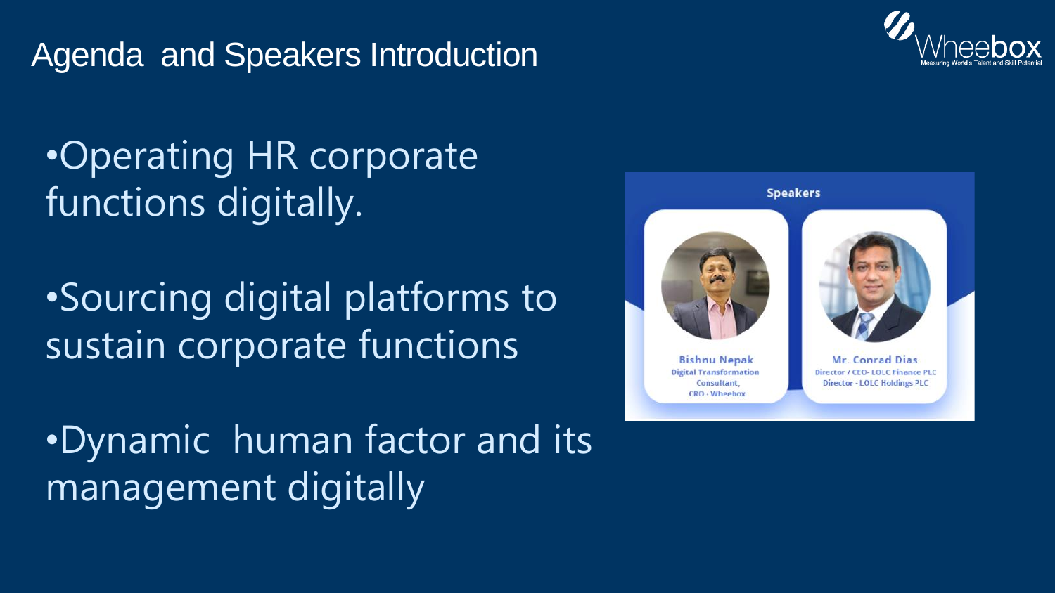# Agenda and Speakers Introduction

- Operating HR corporate functions digitally.
- Sourcing digital platforms to sustain corporate functions
- Dynamic human factor and its management digitally

**Speakers**

**Bishnu Nepak**
Digital Transformation Consultant,
CRO - Wheebox

**Mr. Conrad Dias**
Director / CEO- LOLC Finance PLC
Director - LOLC Holdings PLC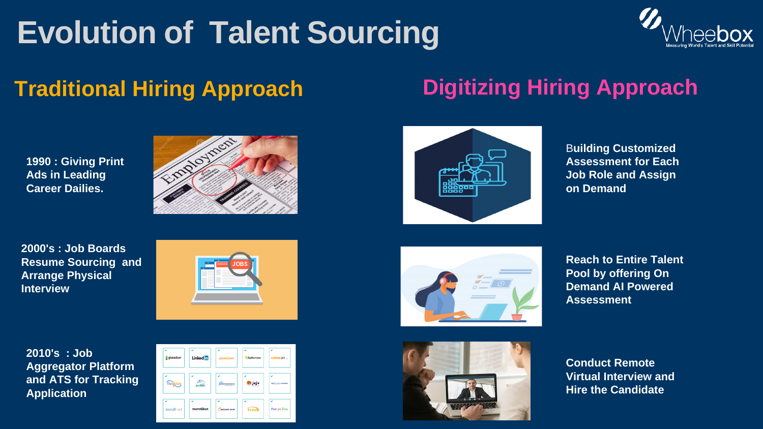# Evolution of Talent Sourcing

## Traditional Hiring Approach

**1990 : Giving Print Ads in Leading Career Dailies.**

**2000's : Job Boards Resume Sourcing and Arrange Physical Interview**

**2010's : Job Aggregator Platform and ATS for Tracking Application**

## Digitizing Hiring Approach

**Building Customized Assessment for Each Job Role and Assign on Demand**

**Reach to Entire Talent Pool by offering On Demand AI Powered Assessment**

**Conduct Remote Virtual Interview and Hire the Candidate**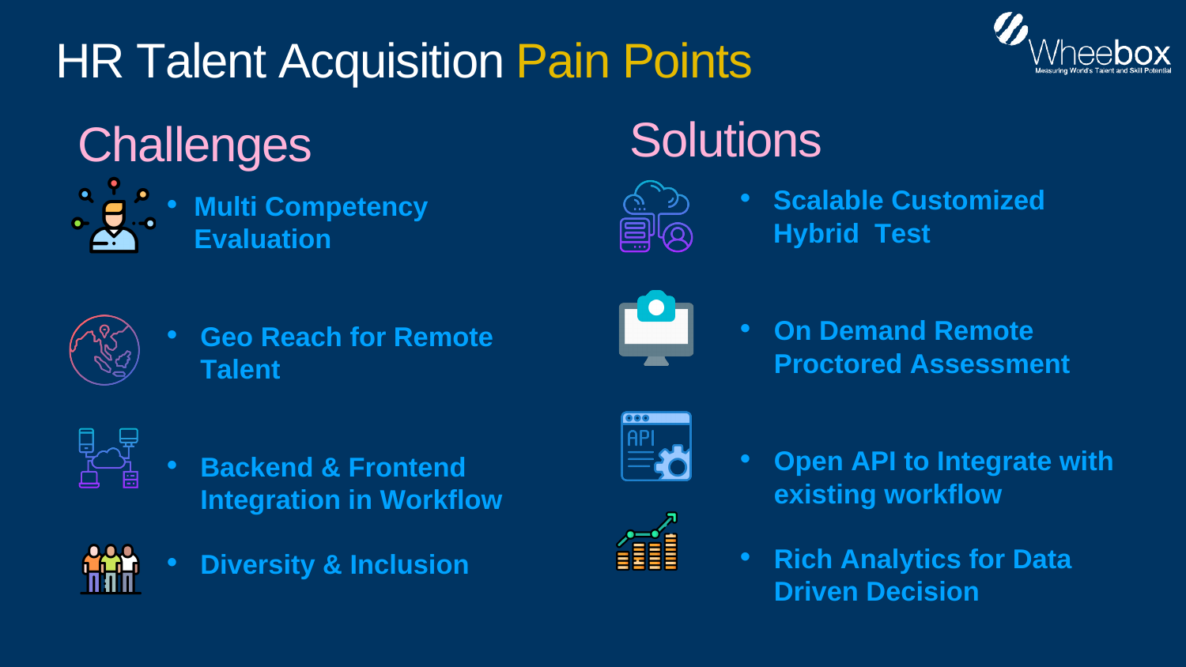# HR Talent Acquisition Pain Points

## Challenges

- **Multi Competency Evaluation**
- **Geo Reach for Remote Talent**
- **Backend & Frontend Integration in Workflow**
- **Diversity & Inclusion**

## Solutions

- **Scalable Customized Hybrid Test**
- **On Demand Remote Proctored Assessment**
- **Open API to Integrate with existing workflow**
- **Rich Analytics for Data Driven Decision**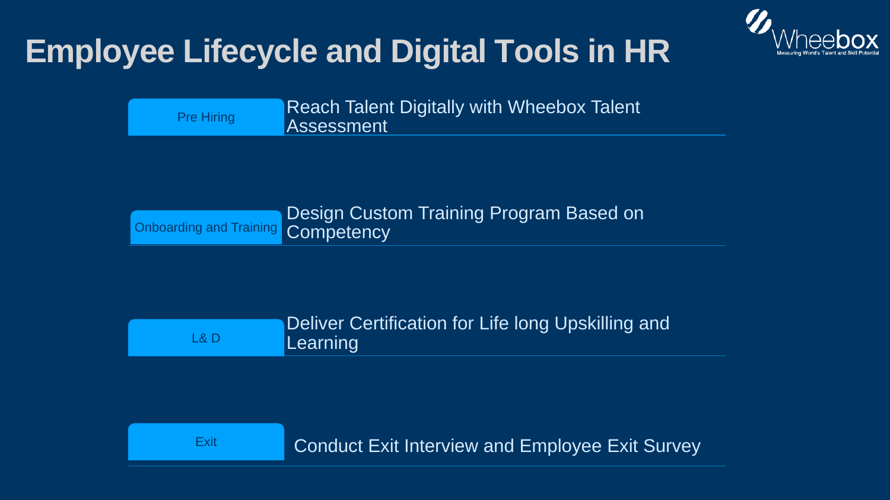# Employee Lifecycle and Digital Tools in HR

| Stage | Digital Tool |
| --- | --- |
| Pre Hiring | Reach Talent Digitally with Wheebox Talent Assessment |
| Onboarding and Training | Design Custom Training Program Based on Competency |
| L& D | Deliver Certification for Life long Upskilling and Learning |
| Exit | Conduct Exit Interview and Employee Exit Survey |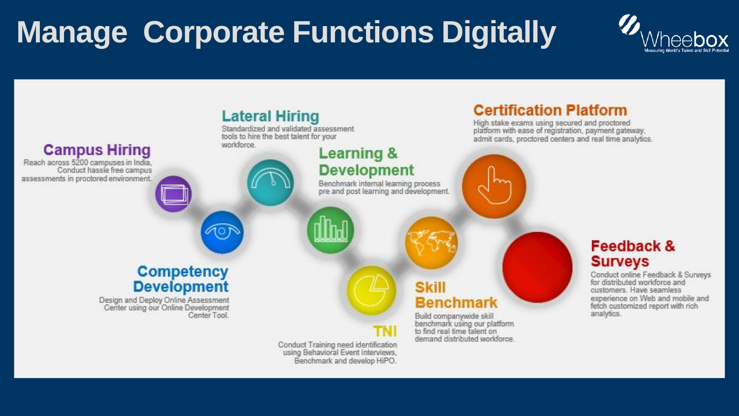# Manage Corporate Functions Digitally

Wheebox
Measuring World's Talent and Skill Potential

### Campus Hiring

Reach across 5200 campuses in India, Conduct hassle free campus assessments in proctored environment.

### Lateral Hiring

Standardized and validated assessment tools to hire the best talent for your workforce.

### Competency Development

Design and Deploy Online Assessment Center using our Online Development Center Tool.

### Learning & Development

Benchmark internal learning process pre and post learning and development.

### TNI

Conduct Training need identification using Behavioral Event Interviews, Benchmark and develop HiPO.

### Skill Benchmark

Build companywide skill benchmark using our platform to find real time talent on demand distributed workforce.

### Certification Platform

High stake exams using secured and proctored platform with ease of registration, payment gateway, admit cards, proctored centers and real time analytics.

### Feedback & Surveys

Conduct online Feedback & Surveys for distributed workforce and customers. Have seamless experience on Web and mobile and fetch customized report with rich analytics.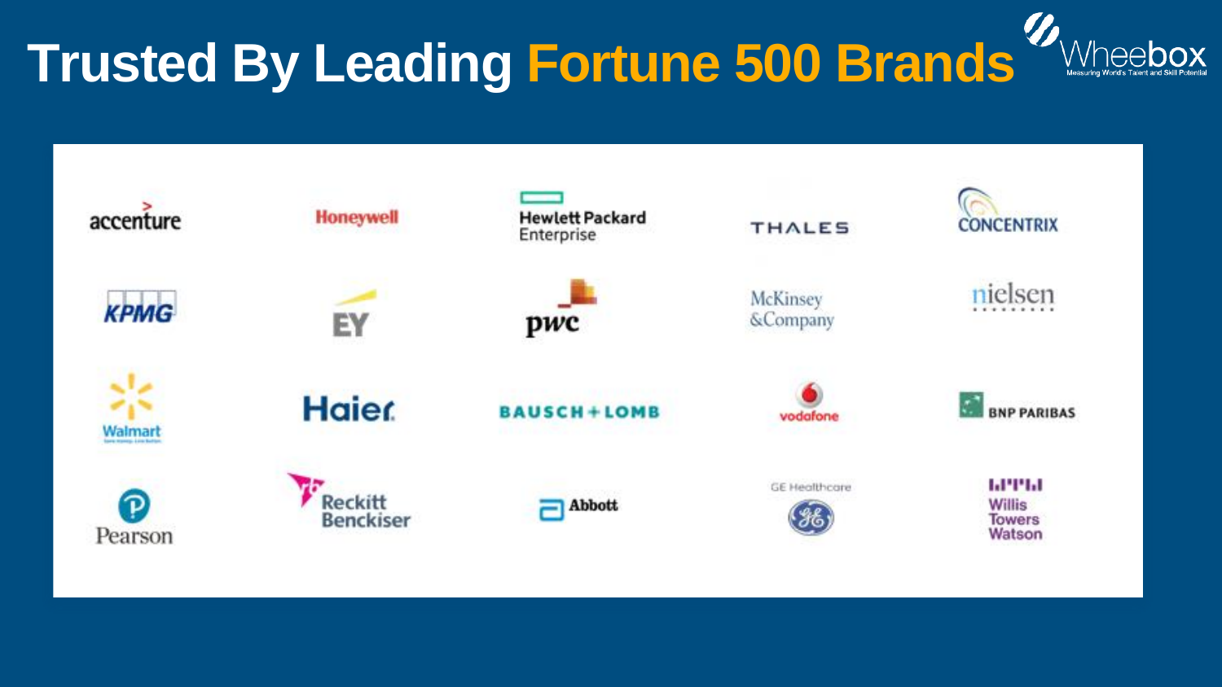# Trusted By Leading Fortune 500 Brands

Wheebox
Measuring World's Talent and Skill Potential

| | | | | |
|---|---|---|---|---|
| accenture | Honeywell | Hewlett Packard Enterprise | THALES | CONCENTRIX |
| KPMG | EY | pwc | McKinsey & Company | nielsen |
| Walmart | Haier | BAUSCH + LOMB | vodafone | BNP PARIBAS |
| Pearson | Reckitt Benckiser | Abbott | GE Healthcare | Willis Towers Watson |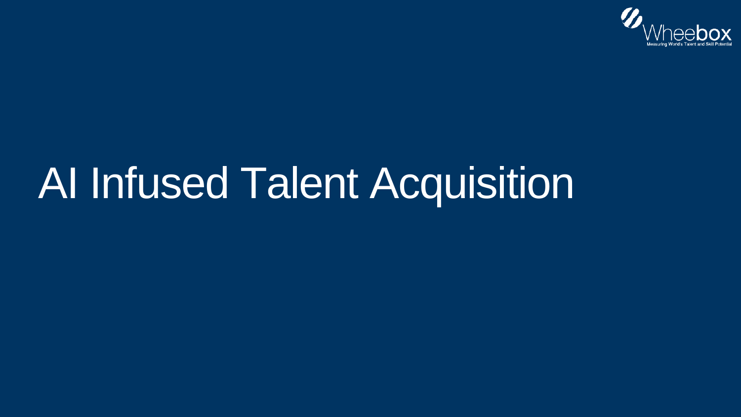# AI Infused Talent Acquisition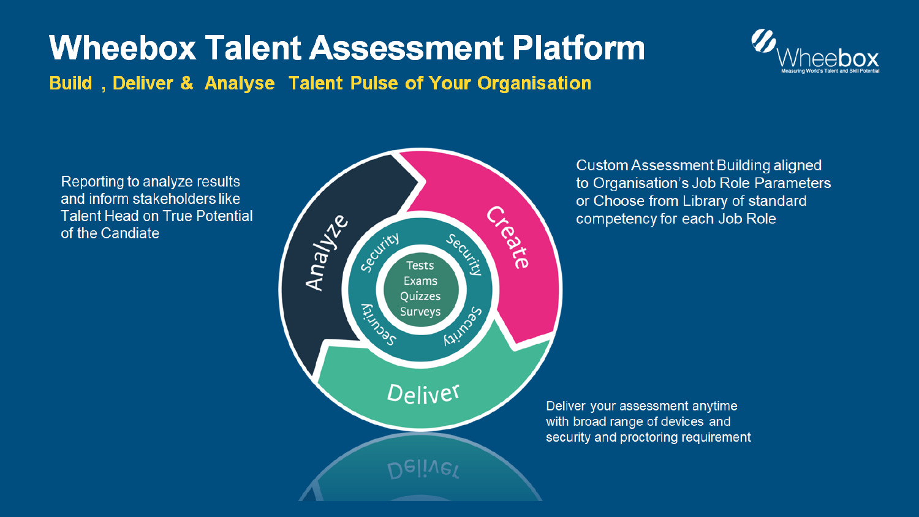# Wheebox Talent Assessment Platform

**Build , Deliver & Analyse Talent Pulse of Your Organisation**

Reporting to analyze results and inform stakeholders like Talent Head on True Potential of the Candiate

Analyze

Create

Deliver

Security

Security

Security

Security

Tests
Exams
Quizzes
Surveys

Custom Assessment Building aligned to Organisation's Job Role Parameters or Choose from Library of standard competency for each Job Role

Deliver your assessment anytime with broad range of devices and security and proctoring requirement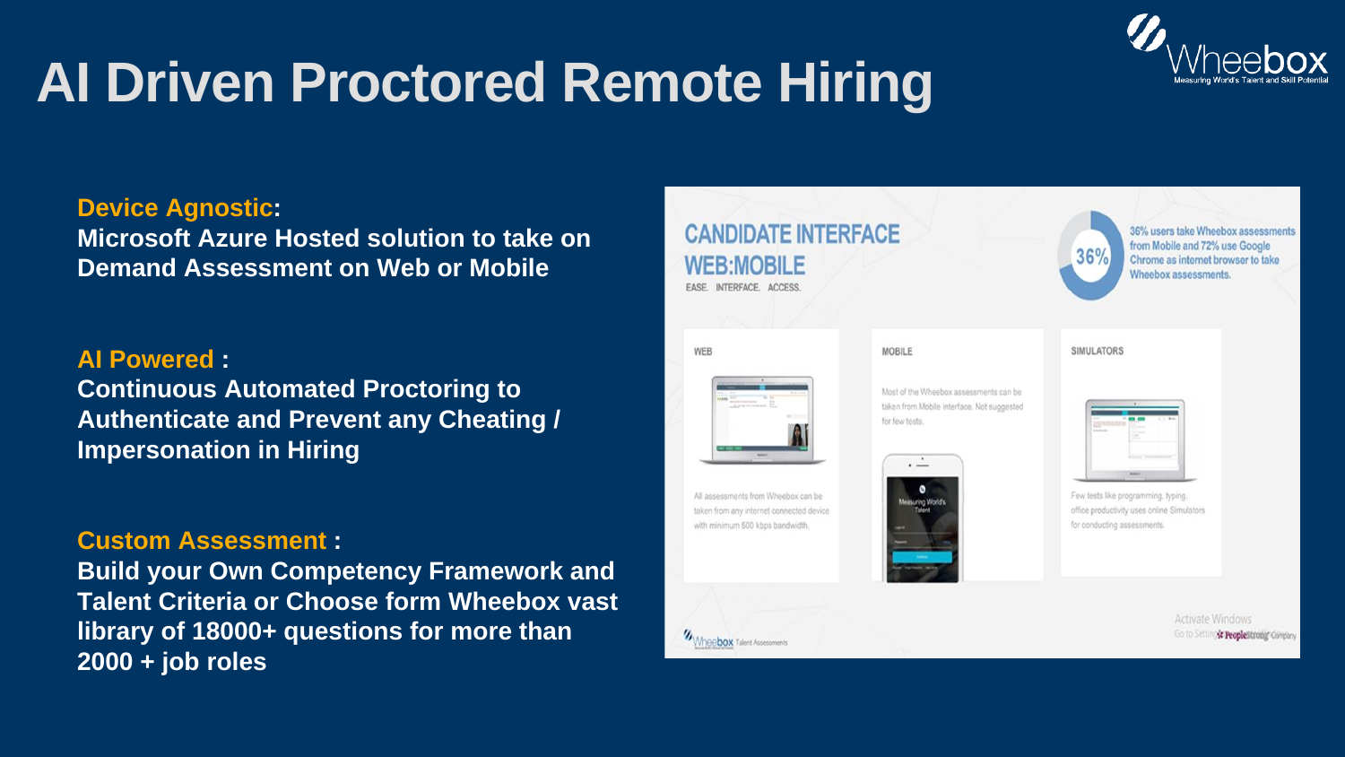# AI Driven Proctored Remote Hiring

**Device Agnostic:**
**Microsoft Azure Hosted solution to take on Demand Assessment on Web or Mobile**

**AI Powered :**
**Continuous Automated Proctoring to Authenticate and Prevent any Cheating / Impersonation in Hiring**

**Custom Assessment :**
**Build your Own Competency Framework and Talent Criteria or Choose form Wheebox vast library of 18000+ questions for more than 2000 + job roles**

## CANDIDATE INTERFACE WEB:MOBILE

EASE. INTERFACE. ACCESS.

36%

36% users take Wheebox assessments from Mobile and 72% use Google Chrome as internet browser to take Wheebox assessments.

**WEB**

All assessments from Wheebox can be taken from any internet connected device with minimum 500 kbps bandwidth.

**MOBILE**

Most of the Wheebox assessments can be taken from Mobile interface. Not suggested for few tests.

**SIMULATORS**

Few tests like programming, typing, office productivity uses online Simulators for conducting assessments.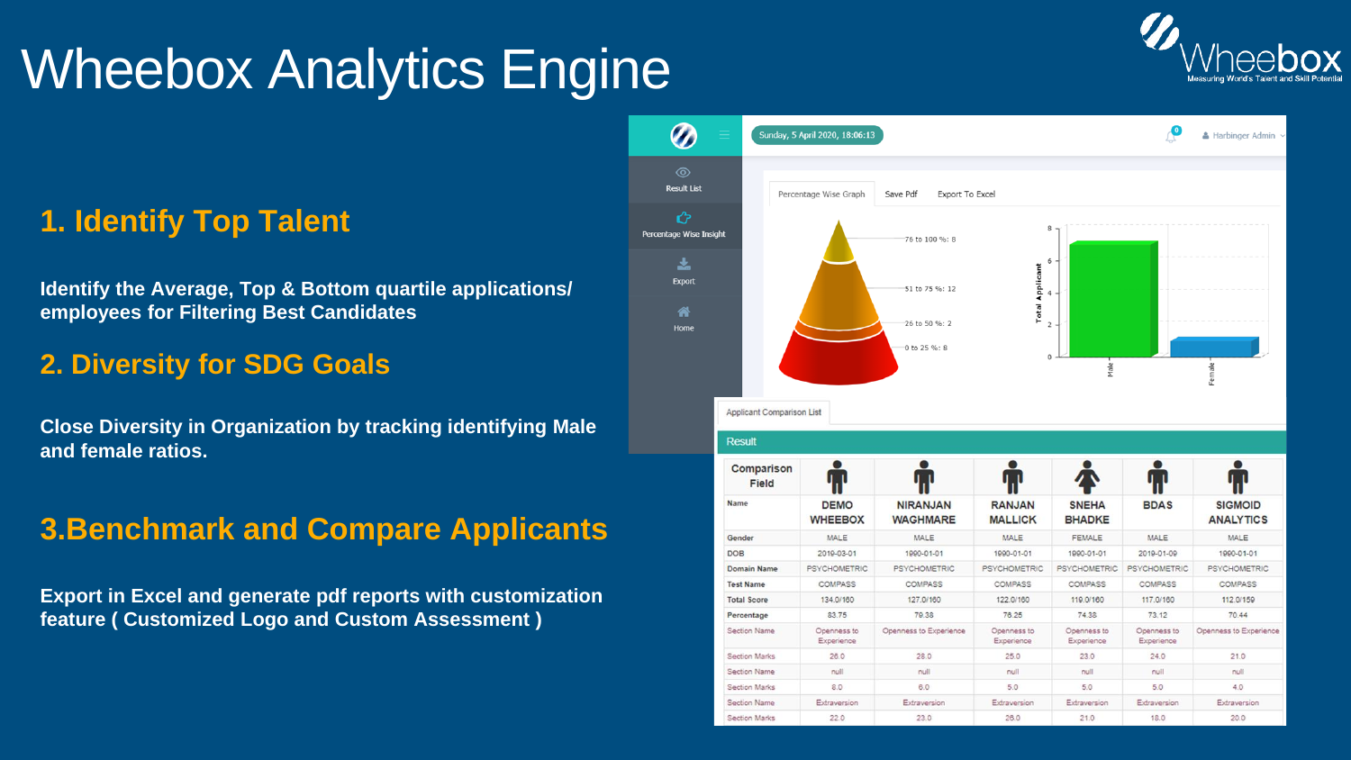# Wheebox Analytics Engine

## 1. Identify Top Talent

**Identify the Average, Top & Bottom quartile applications/ employees for Filtering Best Candidates**

## 2. Diversity for SDG Goals

**Close Diversity in Organization by tracking identifying Male and female ratios.**

## 3.Benchmark and Compare Applicants

**Export in Excel and generate pdf reports with customization feature ( Customized Logo and Custom Assessment )**

| Comparison Field | | | | | | |
|---|---|---|---|---|---|---|
| Name | DEMO WHEEBOX | NIRANJAN WAGHMARE | RANJAN MALLICK | SNEHA BHADKE | BDAS | SIGMOID ANALYTICS |
| Gender | MALE | MALE | MALE | FEMALE | MALE | MALE |
| DOB | 2019-03-01 | 1990-01-01 | 1990-01-01 | 1990-01-01 | 2019-01-09 | 1990-01-01 |
| Domain Name | PSYCHOMETRIC | PSYCHOMETRIC | PSYCHOMETRIC | PSYCHOMETRIC | PSYCHOMETRIC | PSYCHOMETRIC |
| Test Name | COMPASS | COMPASS | COMPASS | COMPASS | COMPASS | COMPASS |
| Total Score | 134.0/160 | 127.0/160 | 122.0/160 | 119.0/160 | 117.0/160 | 112.0/159 |
| Percentage | 83.75 | 79.38 | 76.25 | 74.38 | 73.12 | 70.44 |
| Section Name | Openness to Experience | Openness to Experience | Openness to Experience | Openness to Experience | Openness to Experience | Openness to Experience |
| Section Marks | 26.0 | 28.0 | 25.0 | 23.0 | 24.0 | 21.0 |
| Section Name | null | null | null | null | null | null |
| Section Marks | 8.0 | 6.0 | 5.0 | 5.0 | 5.0 | 4.0 |
| Section Name | Extraversion | Extraversion | Extraversion | Extraversion | Extraversion | Extraversion |
| Section Marks | 22.0 | 23.0 | 26.0 | 21.0 | 18.0 | 20.0 |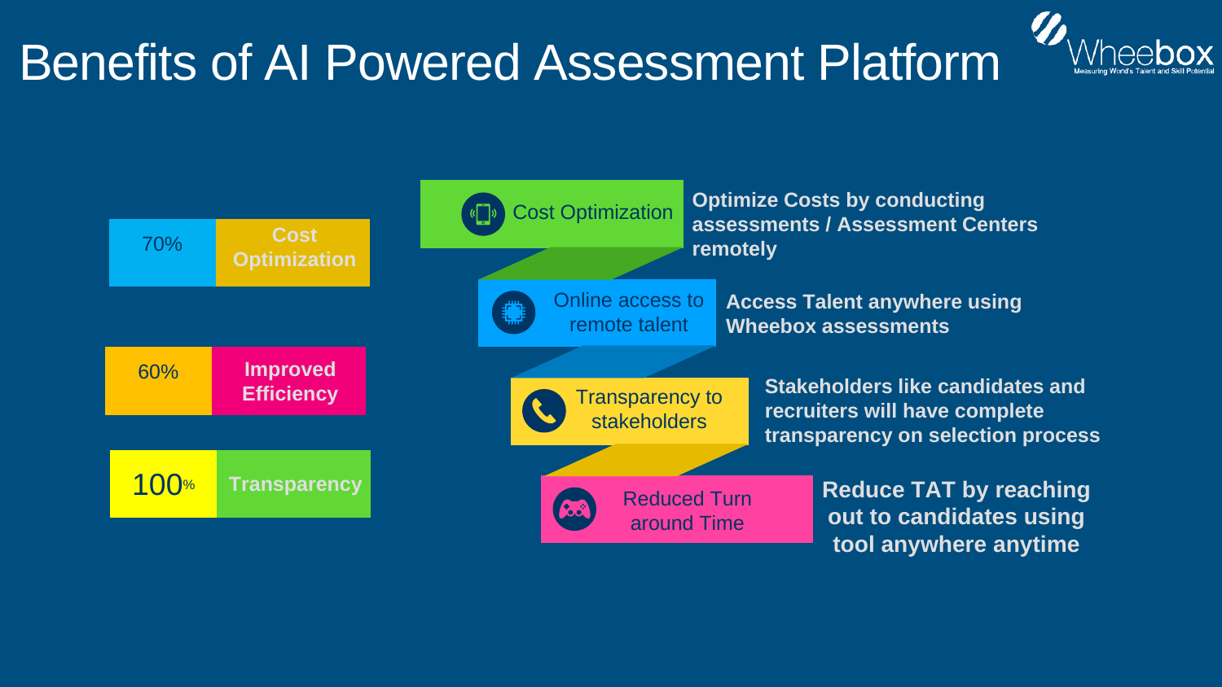# Benefits of AI Powered Assessment Platform

| | |
|---|---|
| 70% | Cost Optimization |
| 60% | Improved Efficiency |
| 100% | Transparency |

- **Cost Optimization** — Optimize Costs by conducting assessments / Assessment Centers remotely
- **Online access to remote talent** — Access Talent anywhere using Wheebox assessments
- **Transparency to stakeholders** — Stakeholders like candidates and recruiters will have complete transparency on selection process
- **Reduced Turn around Time** — Reduce TAT by reaching out to candidates using tool anywhere anytime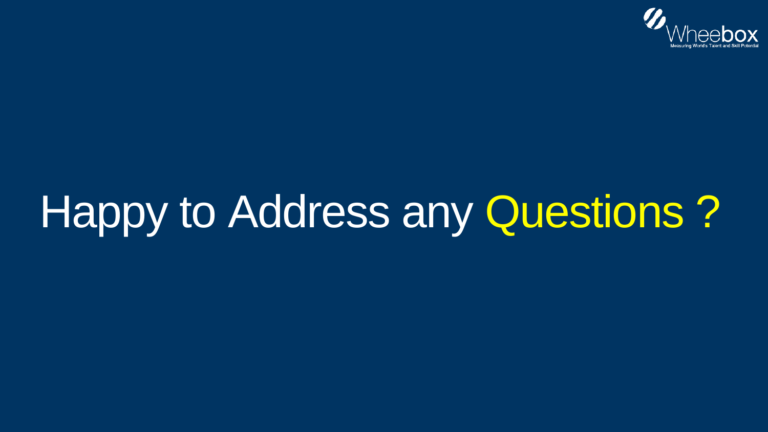# Happy to Address any Questions ?